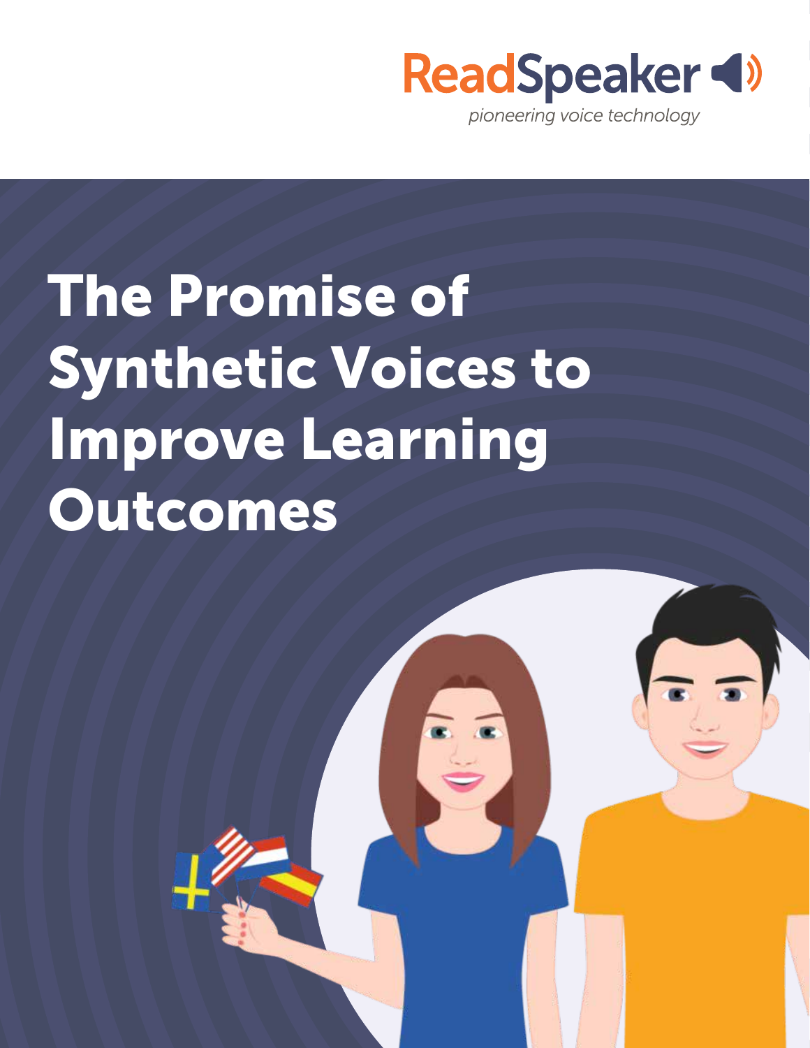ReadSpeaker

*pioneering voice technology*

# The Promise of Synthetic Voices to Improve Learning Outcomes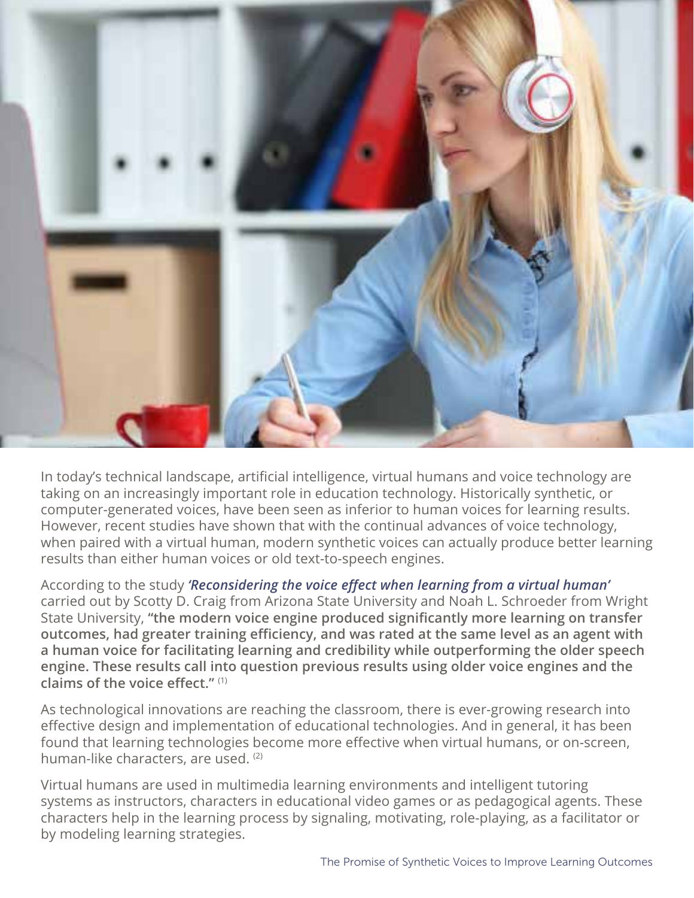In today's technical landscape, artificial intelligence, virtual humans and voice technology are taking on an increasingly important role in education technology. Historically synthetic, or computer-generated voices, have been seen as inferior to human voices for learning results. However, recent studies have shown that with the continual advances of voice technology, when paired with a virtual human, modern synthetic voices can actually produce better learning results than either human voices or old text-to-speech engines.

According to the study ***'Reconsidering the voice effect when learning from a virtual human'*** carried out by Scotty D. Craig from Arizona State University and Noah L. Schroeder from Wright State University, **"the modern voice engine produced significantly more learning on transfer outcomes, had greater training efficiency, and was rated at the same level as an agent with a human voice for facilitating learning and credibility while outperforming the older speech engine. These results call into question previous results using older voice engines and the claims of the voice effect."** (1)

As technological innovations are reaching the classroom, there is ever-growing research into effective design and implementation of educational technologies. And in general, it has been found that learning technologies become more effective when virtual humans, or on-screen, human-like characters, are used. (2)

Virtual humans are used in multimedia learning environments and intelligent tutoring systems as instructors, characters in educational video games or as pedagogical agents. These characters help in the learning process by signaling, motivating, role-playing, as a facilitator or by modeling learning strategies.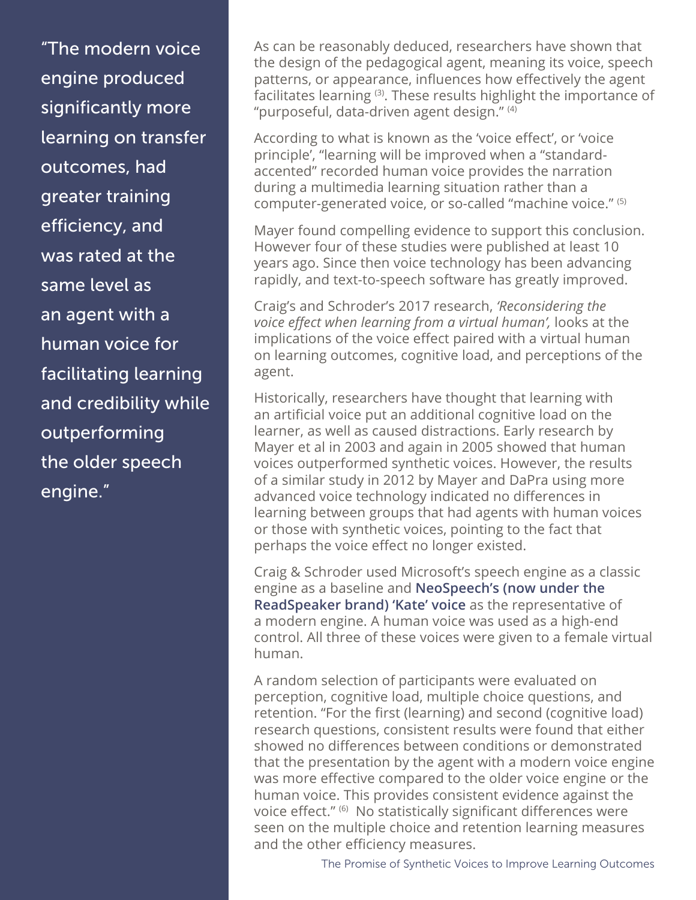> "The modern voice engine produced significantly more learning on transfer outcomes, had greater training efficiency, and was rated at the same level as an agent with a human voice for facilitating learning and credibility while outperforming the older speech engine."

As can be reasonably deduced, researchers have shown that the design of the pedagogical agent, meaning its voice, speech patterns, or appearance, influences how effectively the agent facilitates learning [3]. These results highlight the importance of "purposeful, data-driven agent design." [4]

According to what is known as the 'voice effect', or 'voice principle', "learning will be improved when a "standard-accented" recorded human voice provides the narration during a multimedia learning situation rather than a computer-generated voice, or so-called "machine voice." [5]

Mayer found compelling evidence to support this conclusion. However four of these studies were published at least 10 years ago. Since then voice technology has been advancing rapidly, and text-to-speech software has greatly improved.

Craig's and Schroder's 2017 research, *'Reconsidering the voice effect when learning from a virtual human',* looks at the implications of the voice effect paired with a virtual human on learning outcomes, cognitive load, and perceptions of the agent.

Historically, researchers have thought that learning with an artificial voice put an additional cognitive load on the learner, as well as caused distractions. Early research by Mayer et al in 2003 and again in 2005 showed that human voices outperformed synthetic voices. However, the results of a similar study in 2012 by Mayer and DaPra using more advanced voice technology indicated no differences in learning between groups that had agents with human voices or those with synthetic voices, pointing to the fact that perhaps the voice effect no longer existed.

Craig & Schroder used Microsoft's speech engine as a classic engine as a baseline and **NeoSpeech's (now under the ReadSpeaker brand) 'Kate' voice** as the representative of a modern engine. A human voice was used as a high-end control. All three of these voices were given to a female virtual human.

A random selection of participants were evaluated on perception, cognitive load, multiple choice questions, and retention. "For the first (learning) and second (cognitive load) research questions, consistent results were found that either showed no differences between conditions or demonstrated that the presentation by the agent with a modern voice engine was more effective compared to the older voice engine or the human voice. This provides consistent evidence against the voice effect." [6] No statistically significant differences were seen on the multiple choice and retention learning measures and the other efficiency measures.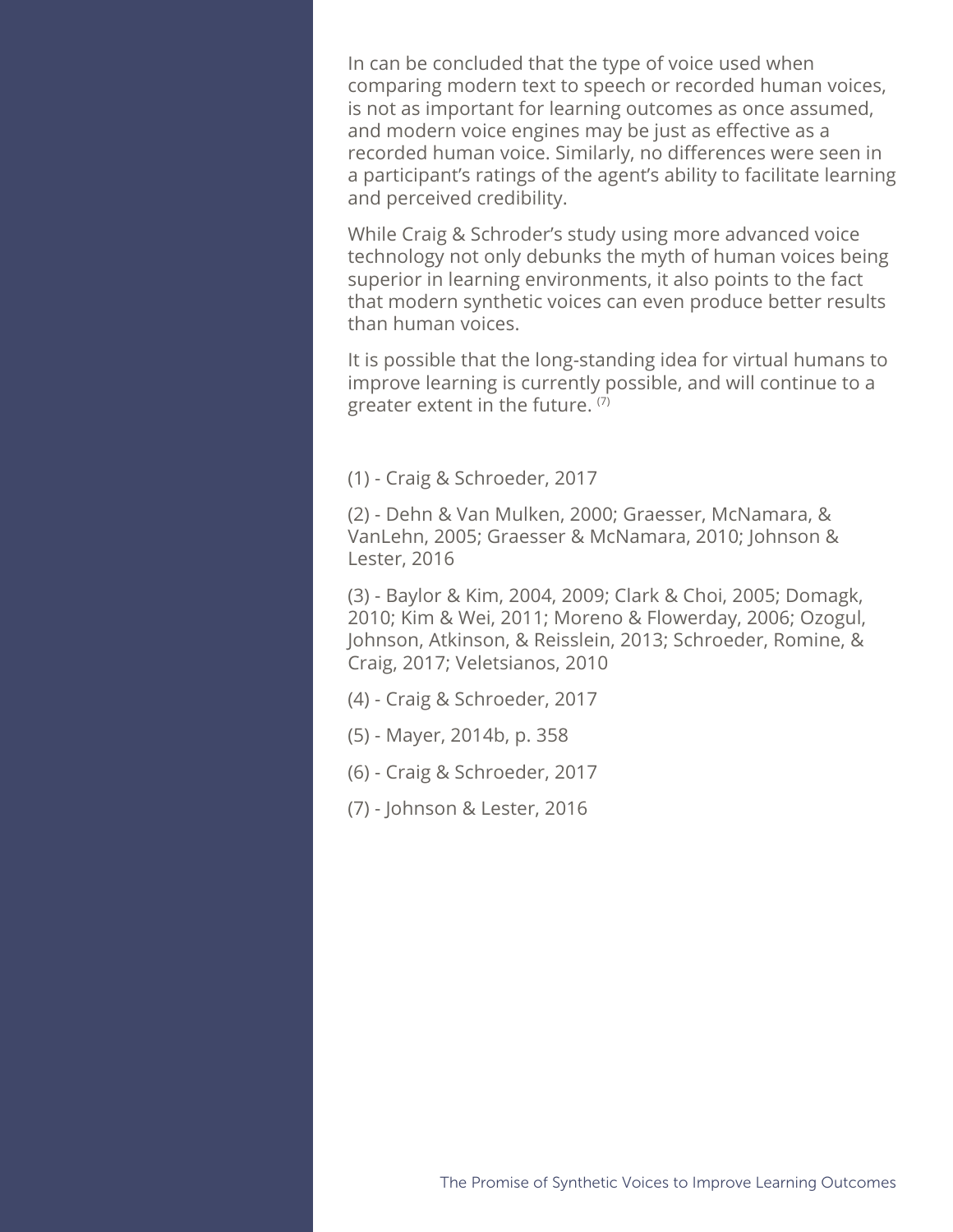In can be concluded that the type of voice used when comparing modern text to speech or recorded human voices, is not as important for learning outcomes as once assumed, and modern voice engines may be just as effective as a recorded human voice. Similarly, no differences were seen in a participant's ratings of the agent's ability to facilitate learning and perceived credibility.

While Craig & Schroder's study using more advanced voice technology not only debunks the myth of human voices being superior in learning environments, it also points to the fact that modern synthetic voices can even produce better results than human voices.

It is possible that the long-standing idea for virtual humans to improve learning is currently possible, and will continue to a greater extent in the future. [(7)]

(1) - Craig & Schroeder, 2017

(2) - Dehn & Van Mulken, 2000; Graesser, McNamara, & VanLehn, 2005; Graesser & McNamara, 2010; Johnson & Lester, 2016

(3) - Baylor & Kim, 2004, 2009; Clark & Choi, 2005; Domagk, 2010; Kim & Wei, 2011; Moreno & Flowerday, 2006; Ozogul, Johnson, Atkinson, & Reisslein, 2013; Schroeder, Romine, & Craig, 2017; Veletsianos, 2010

(4) - Craig & Schroeder, 2017

(5) - Mayer, 2014b, p. 358

(6) - Craig & Schroeder, 2017

(7) - Johnson & Lester, 2016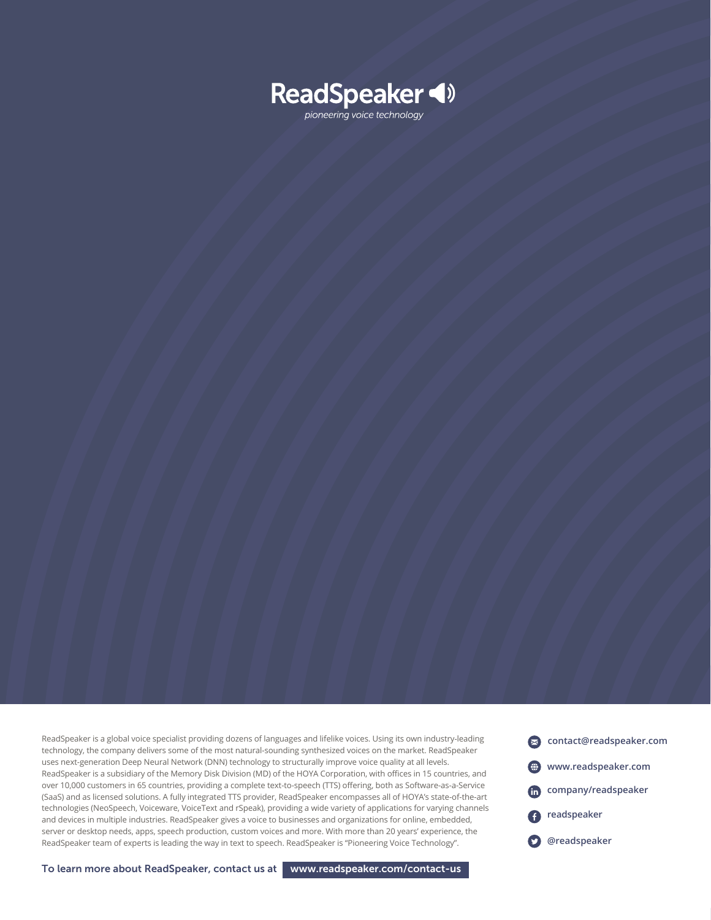# ReadSpeaker

*pioneering voice technology*

ReadSpeaker is a global voice specialist providing dozens of languages and lifelike voices. Using its own industry-leading technology, the company delivers some of the most natural-sounding synthesized voices on the market. ReadSpeaker uses next-generation Deep Neural Network (DNN) technology to structurally improve voice quality at all levels. ReadSpeaker is a subsidiary of the Memory Disk Division (MD) of the HOYA Corporation, with offices in 15 countries, and over 10,000 customers in 65 countries, providing a complete text-to-speech (TTS) offering, both as Software-as-a-Service (SaaS) and as licensed solutions. A fully integrated TTS provider, ReadSpeaker encompasses all of HOYA's state-of-the-art technologies (NeoSpeech, Voiceware, VoiceText and rSpeak), providing a wide variety of applications for varying channels and devices in multiple industries. ReadSpeaker gives a voice to businesses and organizations for online, embedded, server or desktop needs, apps, speech production, custom voices and more. With more than 20 years' experience, the ReadSpeaker team of experts is leading the way in text to speech. ReadSpeaker is "Pioneering Voice Technology".

**To learn more about ReadSpeaker, contact us at www.readspeaker.com/contact-us**

- contact@readspeaker.com
- www.readspeaker.com
- company/readspeaker
- readspeaker
- @readspeaker